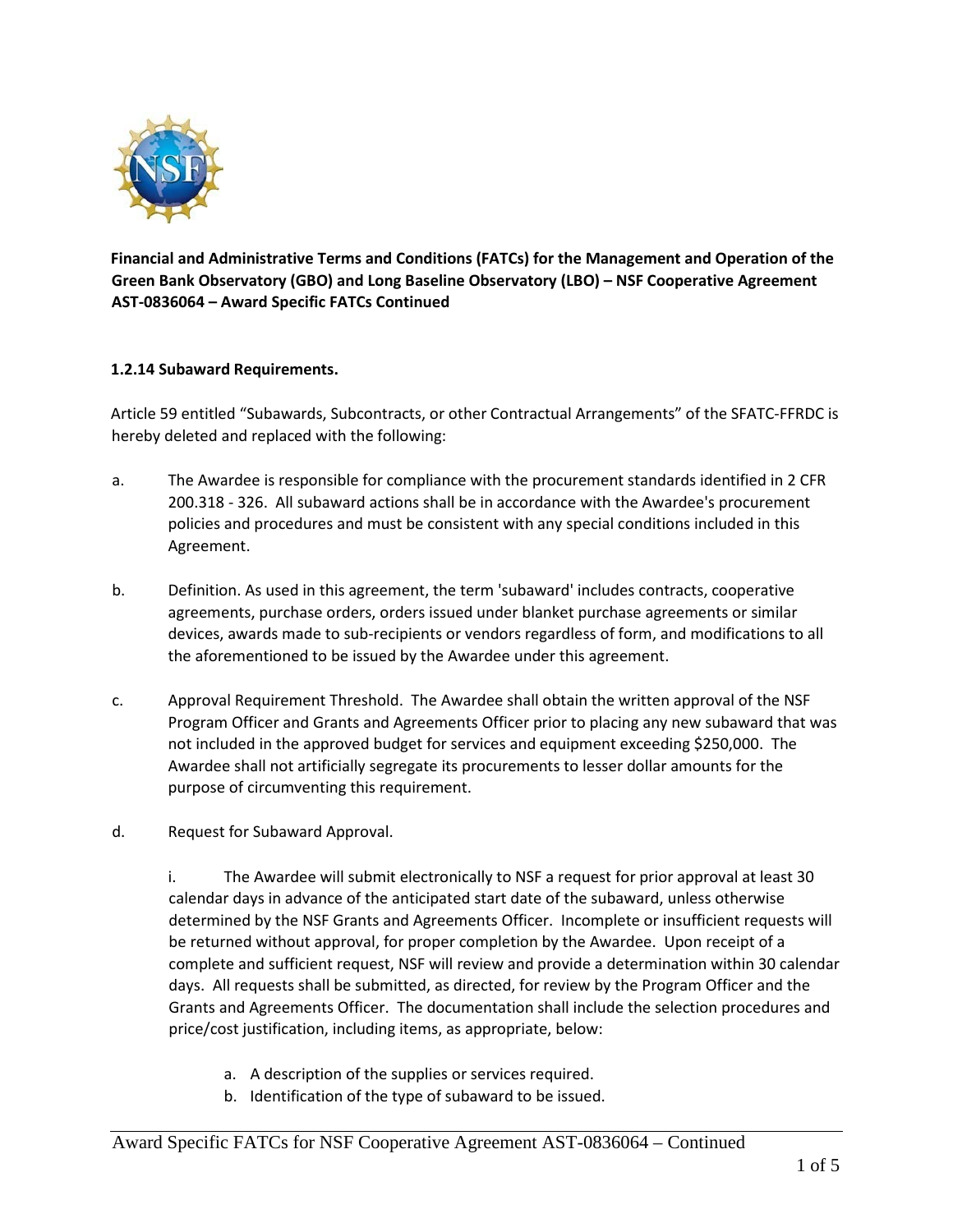**Financial and Administrative Terms and Conditions (FATCs) for the Management and Operation of the Green Bank Observatory (GBO) and Long Baseline Observatory (LBO) – NSF Cooperative Agreement AST-0836064 – Award Specific FATCs Continued**

**1.2.14 Subaward Requirements.**

Article 59 entitled "Subawards, Subcontracts, or other Contractual Arrangements" of the SFATC-FFRDC is hereby deleted and replaced with the following:

a. The Awardee is responsible for compliance with the procurement standards identified in 2 CFR 200.318 - 326. All subaward actions shall be in accordance with the Awardee's procurement policies and procedures and must be consistent with any special conditions included in this Agreement.

b. Definition. As used in this agreement, the term 'subaward' includes contracts, cooperative agreements, purchase orders, orders issued under blanket purchase agreements or similar devices, awards made to sub-recipients or vendors regardless of form, and modifications to all the aforementioned to be issued by the Awardee under this agreement.

c. Approval Requirement Threshold. The Awardee shall obtain the written approval of the NSF Program Officer and Grants and Agreements Officer prior to placing any new subaward that was not included in the approved budget for services and equipment exceeding $250,000. The Awardee shall not artificially segregate its procurements to lesser dollar amounts for the purpose of circumventing this requirement.

d. Request for Subaward Approval.

   i. The Awardee will submit electronically to NSF a request for prior approval at least 30 calendar days in advance of the anticipated start date of the subaward, unless otherwise determined by the NSF Grants and Agreements Officer. Incomplete or insufficient requests will be returned without approval, for proper completion by the Awardee. Upon receipt of a complete and sufficient request, NSF will review and provide a determination within 30 calendar days. All requests shall be submitted, as directed, for review by the Program Officer and the Grants and Agreements Officer. The documentation shall include the selection procedures and price/cost justification, including items, as appropriate, below:

      a. A description of the supplies or services required.
      b. Identification of the type of subaward to be issued.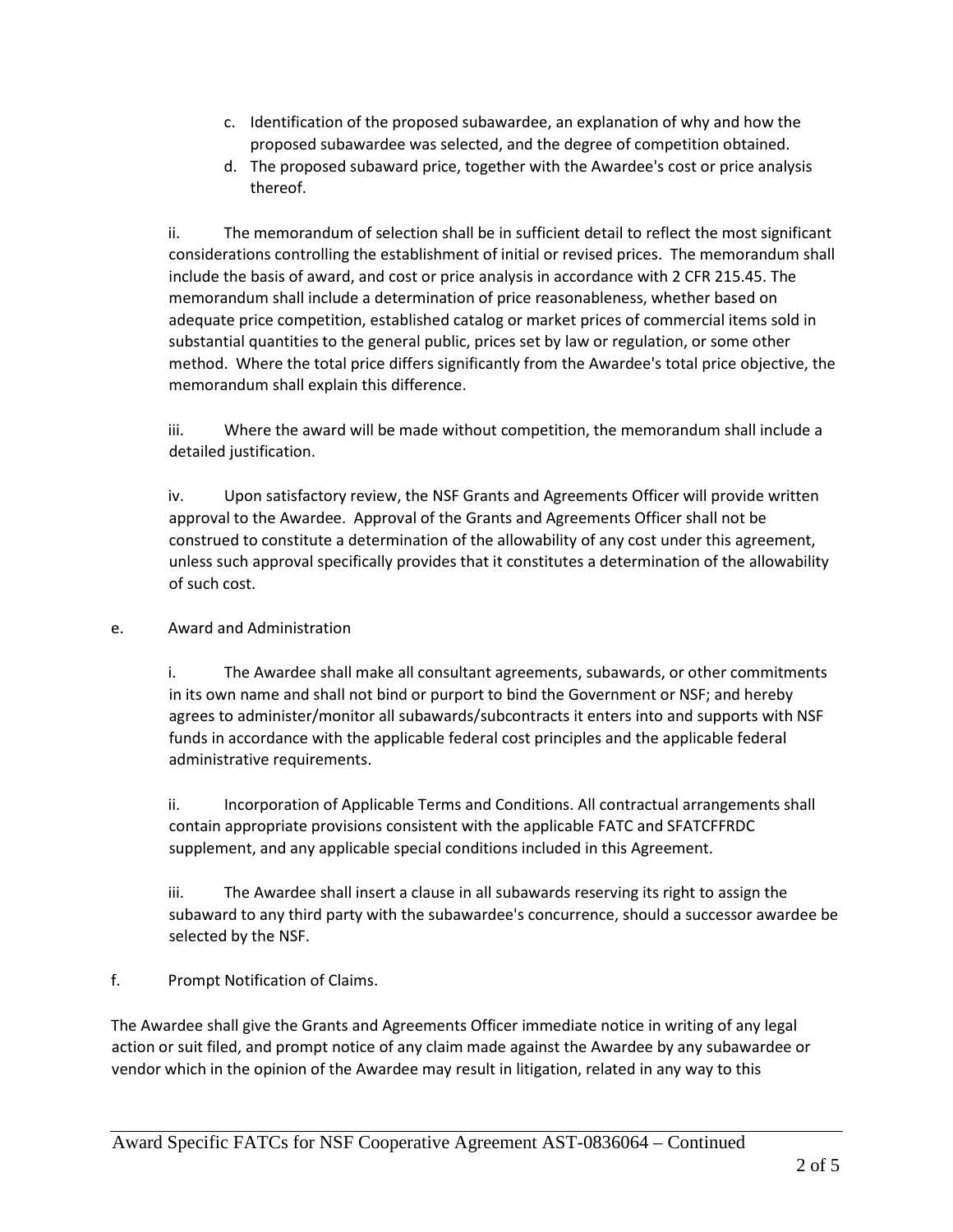c. Identification of the proposed subawardee, an explanation of why and how the proposed subawardee was selected, and the degree of competition obtained.

d. The proposed subaward price, together with the Awardee's cost or price analysis thereof.

ii. The memorandum of selection shall be in sufficient detail to reflect the most significant considerations controlling the establishment of initial or revised prices. The memorandum shall include the basis of award, and cost or price analysis in accordance with 2 CFR 215.45. The memorandum shall include a determination of price reasonableness, whether based on adequate price competition, established catalog or market prices of commercial items sold in substantial quantities to the general public, prices set by law or regulation, or some other method. Where the total price differs significantly from the Awardee's total price objective, the memorandum shall explain this difference.

iii. Where the award will be made without competition, the memorandum shall include a detailed justification.

iv. Upon satisfactory review, the NSF Grants and Agreements Officer will provide written approval to the Awardee. Approval of the Grants and Agreements Officer shall not be construed to constitute a determination of the allowability of any cost under this agreement, unless such approval specifically provides that it constitutes a determination of the allowability of such cost.

e. Award and Administration

i. The Awardee shall make all consultant agreements, subawards, or other commitments in its own name and shall not bind or purport to bind the Government or NSF; and hereby agrees to administer/monitor all subawards/subcontracts it enters into and supports with NSF funds in accordance with the applicable federal cost principles and the applicable federal administrative requirements.

ii. Incorporation of Applicable Terms and Conditions. All contractual arrangements shall contain appropriate provisions consistent with the applicable FATC and SFATCFFRDC supplement, and any applicable special conditions included in this Agreement.

iii. The Awardee shall insert a clause in all subawards reserving its right to assign the subaward to any third party with the subawardee's concurrence, should a successor awardee be selected by the NSF.

f. Prompt Notification of Claims.

The Awardee shall give the Grants and Agreements Officer immediate notice in writing of any legal action or suit filed, and prompt notice of any claim made against the Awardee by any subawardee or vendor which in the opinion of the Awardee may result in litigation, related in any way to this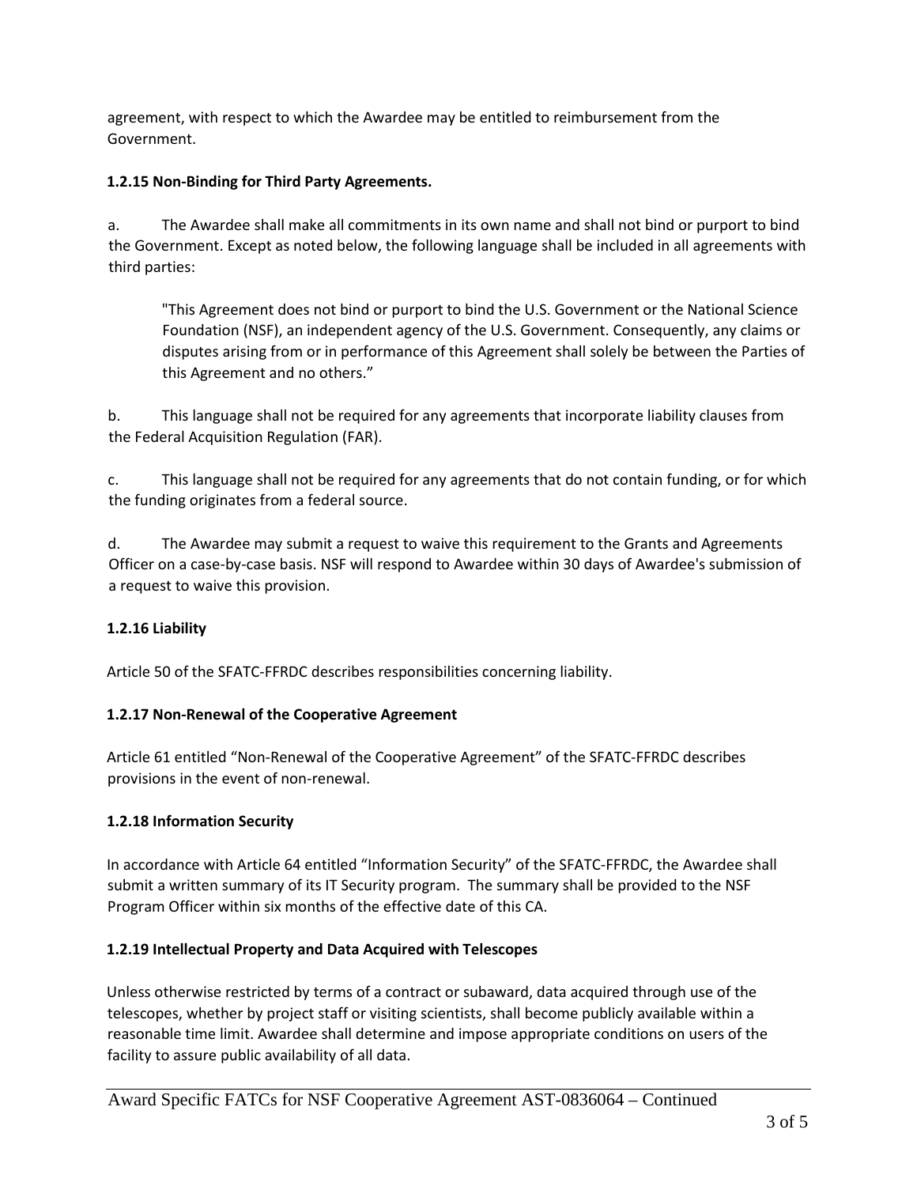agreement, with respect to which the Awardee may be entitled to reimbursement from the Government.

**1.2.15 Non-Binding for Third Party Agreements.**

a. The Awardee shall make all commitments in its own name and shall not bind or purport to bind the Government. Except as noted below, the following language shall be included in all agreements with third parties:

> "This Agreement does not bind or purport to bind the U.S. Government or the National Science Foundation (NSF), an independent agency of the U.S. Government. Consequently, any claims or disputes arising from or in performance of this Agreement shall solely be between the Parties of this Agreement and no others."

b. This language shall not be required for any agreements that incorporate liability clauses from the Federal Acquisition Regulation (FAR).

c. This language shall not be required for any agreements that do not contain funding, or for which the funding originates from a federal source.

d. The Awardee may submit a request to waive this requirement to the Grants and Agreements Officer on a case-by-case basis. NSF will respond to Awardee within 30 days of Awardee's submission of a request to waive this provision.

**1.2.16 Liability**

Article 50 of the SFATC-FFRDC describes responsibilities concerning liability.

**1.2.17 Non-Renewal of the Cooperative Agreement**

Article 61 entitled "Non-Renewal of the Cooperative Agreement" of the SFATC-FFRDC describes provisions in the event of non-renewal.

**1.2.18 Information Security**

In accordance with Article 64 entitled "Information Security" of the SFATC-FFRDC, the Awardee shall submit a written summary of its IT Security program. The summary shall be provided to the NSF Program Officer within six months of the effective date of this CA.

**1.2.19 Intellectual Property and Data Acquired with Telescopes**

Unless otherwise restricted by terms of a contract or subaward, data acquired through use of the telescopes, whether by project staff or visiting scientists, shall become publicly available within a reasonable time limit. Awardee shall determine and impose appropriate conditions on users of the facility to assure public availability of all data.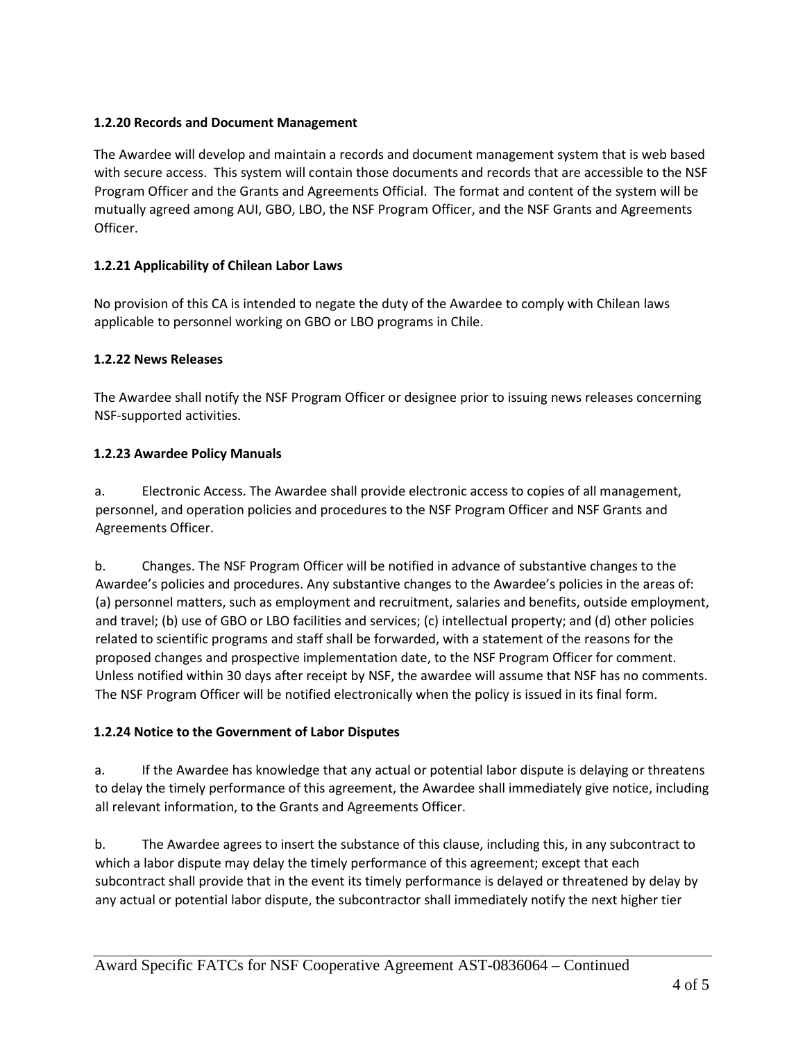**1.2.20 Records and Document Management**

The Awardee will develop and maintain a records and document management system that is web based with secure access. This system will contain those documents and records that are accessible to the NSF Program Officer and the Grants and Agreements Official. The format and content of the system will be mutually agreed among AUI, GBO, LBO, the NSF Program Officer, and the NSF Grants and Agreements Officer.

**1.2.21 Applicability of Chilean Labor Laws**

No provision of this CA is intended to negate the duty of the Awardee to comply with Chilean laws applicable to personnel working on GBO or LBO programs in Chile.

**1.2.22 News Releases**

The Awardee shall notify the NSF Program Officer or designee prior to issuing news releases concerning NSF-supported activities.

**1.2.23 Awardee Policy Manuals**

a. Electronic Access. The Awardee shall provide electronic access to copies of all management, personnel, and operation policies and procedures to the NSF Program Officer and NSF Grants and Agreements Officer.

b. Changes. The NSF Program Officer will be notified in advance of substantive changes to the Awardee's policies and procedures. Any substantive changes to the Awardee's policies in the areas of: (a) personnel matters, such as employment and recruitment, salaries and benefits, outside employment, and travel; (b) use of GBO or LBO facilities and services; (c) intellectual property; and (d) other policies related to scientific programs and staff shall be forwarded, with a statement of the reasons for the proposed changes and prospective implementation date, to the NSF Program Officer for comment. Unless notified within 30 days after receipt by NSF, the awardee will assume that NSF has no comments. The NSF Program Officer will be notified electronically when the policy is issued in its final form.

**1.2.24 Notice to the Government of Labor Disputes**

a. If the Awardee has knowledge that any actual or potential labor dispute is delaying or threatens to delay the timely performance of this agreement, the Awardee shall immediately give notice, including all relevant information, to the Grants and Agreements Officer.

b. The Awardee agrees to insert the substance of this clause, including this, in any subcontract to which a labor dispute may delay the timely performance of this agreement; except that each subcontract shall provide that in the event its timely performance is delayed or threatened by delay by any actual or potential labor dispute, the subcontractor shall immediately notify the next higher tier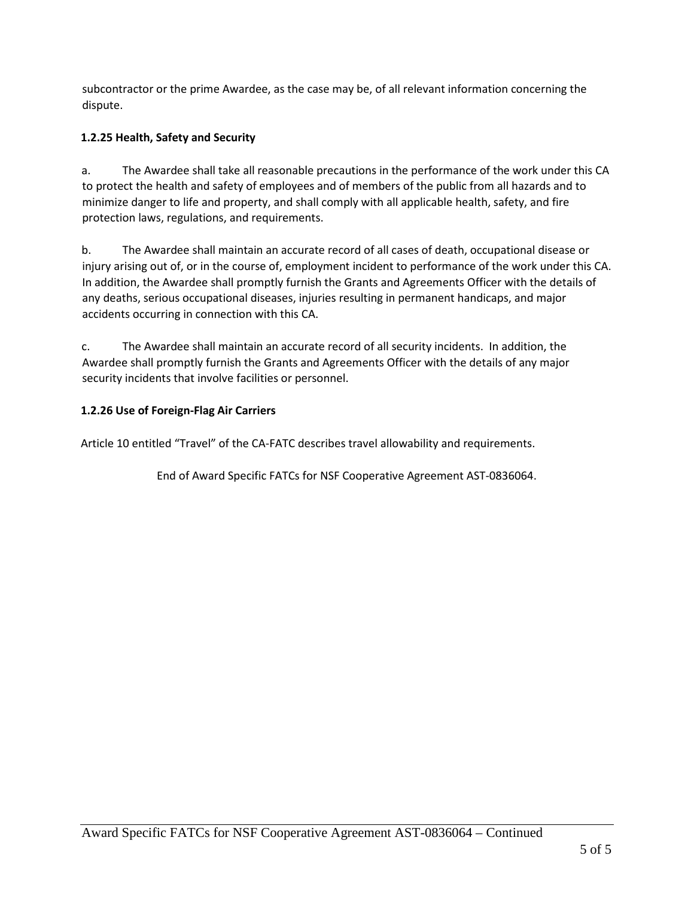subcontractor or the prime Awardee, as the case may be, of all relevant information concerning the dispute.

### 1.2.25 Health, Safety and Security

a. The Awardee shall take all reasonable precautions in the performance of the work under this CA to protect the health and safety of employees and of members of the public from all hazards and to minimize danger to life and property, and shall comply with all applicable health, safety, and fire protection laws, regulations, and requirements.

b. The Awardee shall maintain an accurate record of all cases of death, occupational disease or injury arising out of, or in the course of, employment incident to performance of the work under this CA. In addition, the Awardee shall promptly furnish the Grants and Agreements Officer with the details of any deaths, serious occupational diseases, injuries resulting in permanent handicaps, and major accidents occurring in connection with this CA.

c. The Awardee shall maintain an accurate record of all security incidents. In addition, the Awardee shall promptly furnish the Grants and Agreements Officer with the details of any major security incidents that involve facilities or personnel.

### 1.2.26 Use of Foreign-Flag Air Carriers

Article 10 entitled "Travel" of the CA-FATC describes travel allowability and requirements.

End of Award Specific FATCs for NSF Cooperative Agreement AST-0836064.